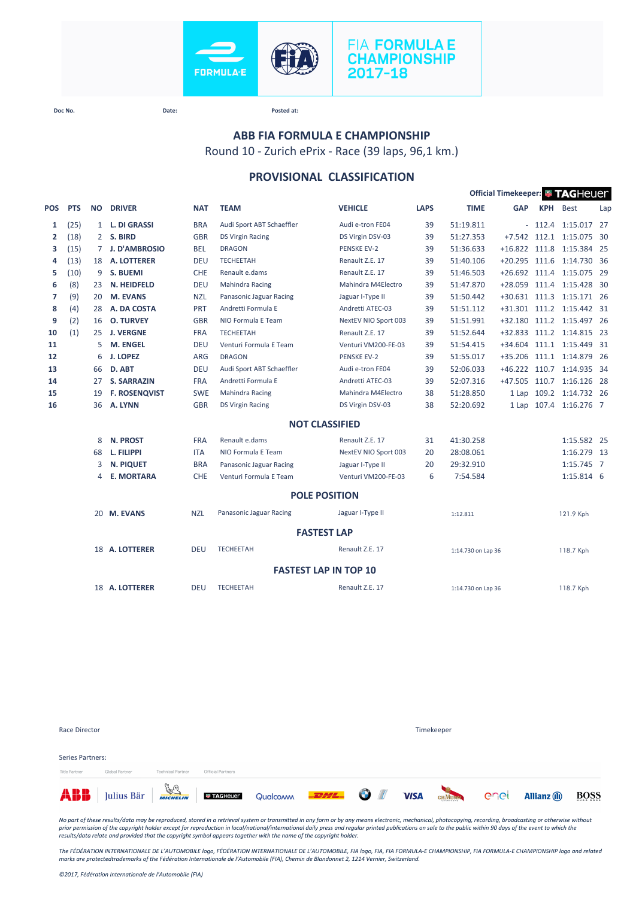FIA FORMULA E CHAMPIONSHIP 2017-18

Doc No. Date: Posted at:

# ABB FIA FORMULA E CHAMPIONSHIP

Round 10 - Zurich ePrix - Race (39 laps, 96,1 km.)

## PROVISIONAL CLASSIFICATION

Official Timekeeper: TAGHeuer

| POS | PTS | NO | DRIVER | NAT | TEAM | VEHICLE | LAPS | TIME | GAP | KPH | Best | Lap |
|---|---|---|---|---|---|---|---|---|---|---|---|---|
| 1 | (25) | 1 | L. DI GRASSI | BRA | Audi Sport ABT Schaeffler | Audi e-tron FE04 | 39 | 51:19.811 | - | 112.4 | 1:15.017 | 27 |
| 2 | (18) | 2 | S. BIRD | GBR | DS Virgin Racing | DS Virgin DSV-03 | 39 | 51:27.353 | +7.542 | 112.1 | 1:15.075 | 30 |
| 3 | (15) | 7 | J. D'AMBROSIO | BEL | DRAGON | PENSKE EV-2 | 39 | 51:36.633 | +16.822 | 111.8 | 1:15.384 | 25 |
| 4 | (13) | 18 | A. LOTTERER | DEU | TECHEETAH | Renault Z.E. 17 | 39 | 51:40.106 | +20.295 | 111.6 | 1:14.730 | 36 |
| 5 | (10) | 9 | S. BUEMI | CHE | Renault e.dams | Renault Z.E. 17 | 39 | 51:46.503 | +26.692 | 111.4 | 1:15.075 | 29 |
| 6 | (8) | 23 | N. HEIDFELD | DEU | Mahindra Racing | Mahindra M4Electro | 39 | 51:47.870 | +28.059 | 111.4 | 1:15.428 | 30 |
| 7 | (9) | 20 | M. EVANS | NZL | Panasonic Jaguar Racing | Jaguar I-Type II | 39 | 51:50.442 | +30.631 | 111.3 | 1:15.171 | 26 |
| 8 | (4) | 28 | A. DA COSTA | PRT | Andretti Formula E | Andretti ATEC-03 | 39 | 51:51.112 | +31.301 | 111.2 | 1:15.442 | 31 |
| 9 | (2) | 16 | O. TURVEY | GBR | NIO Formula E Team | NextEV NIO Sport 003 | 39 | 51:51.991 | +32.180 | 111.2 | 1:15.497 | 26 |
| 10 | (1) | 25 | J. VERGNE | FRA | TECHEETAH | Renault Z.E. 17 | 39 | 51:52.644 | +32.833 | 111.2 | 1:14.815 | 23 |
| 11 | | 5 | M. ENGEL | DEU | Venturi Formula E Team | Venturi VM200-FE-03 | 39 | 51:54.415 | +34.604 | 111.1 | 1:15.449 | 31 |
| 12 | | 6 | J. LOPEZ | ARG | DRAGON | PENSKE EV-2 | 39 | 51:55.017 | +35.206 | 111.1 | 1:14.879 | 26 |
| 13 | | 66 | D. ABT | DEU | Audi Sport ABT Schaeffler | Audi e-tron FE04 | 39 | 52:06.033 | +46.222 | 110.7 | 1:14.935 | 34 |
| 14 | | 27 | S. SARRAZIN | FRA | Andretti Formula E | Andretti ATEC-03 | 39 | 52:07.316 | +47.505 | 110.7 | 1:16.126 | 28 |
| 15 | | 19 | F. ROSENQVIST | SWE | Mahindra Racing | Mahindra M4Electro | 38 | 51:28.850 | 1 Lap | 109.2 | 1:14.732 | 26 |
| 16 | | 36 | A. LYNN | GBR | DS Virgin Racing | DS Virgin DSV-03 | 38 | 52:20.692 | 1 Lap | 107.4 | 1:16.276 | 7 |

### NOT CLASSIFIED

| NO | DRIVER | NAT | TEAM | VEHICLE | LAPS | TIME | Best | Lap |
|---|---|---|---|---|---|---|---|---|
| 8 | N. PROST | FRA | Renault e.dams | Renault Z.E. 17 | 31 | 41:30.258 | 1:15.582 | 25 |
| 68 | L. FILIPPI | ITA | NIO Formula E Team | NextEV NIO Sport 003 | 20 | 28:08.061 | 1:16.279 | 13 |
| 3 | N. PIQUET | BRA | Panasonic Jaguar Racing | Jaguar I-Type II | 20 | 29:32.910 | 1:15.745 | 7 |
| 4 | E. MORTARA | CHE | Venturi Formula E Team | Venturi VM200-FE-03 | 6 | 7:54.584 | 1:15.814 | 6 |

### POLE POSITION

| NO | DRIVER | NAT | TEAM | VEHICLE | TIME | SPEED |
|---|---|---|---|---|---|---|
| 20 | M. EVANS | NZL | Panasonic Jaguar Racing | Jaguar I-Type II | 1:12.811 | 121.9 Kph |

### FASTEST LAP

| NO | DRIVER | NAT | TEAM | VEHICLE | TIME | SPEED |
|---|---|---|---|---|---|---|
| 18 | A. LOTTERER | DEU | TECHEETAH | Renault Z.E. 17 | 1:14.730 on Lap 36 | 118.7 Kph |

### FASTEST LAP IN TOP 10

| NO | DRIVER | NAT | TEAM | VEHICLE | TIME | SPEED |
|---|---|---|---|---|---|---|
| 18 | A. LOTTERER | DEU | TECHEETAH | Renault Z.E. 17 | 1:14.730 on Lap 36 | 118.7 Kph |

Race Director

Timekeeper

Series Partners:

Title Partner — Global Partner — Technical Partner — Official Partners

*No part of these results/data may be reproduced, stored in a retrieval system or transmitted in any form or by any means electronic, mechanical, photocopying, recording, broadcasting or otherwise without prior permission of the copyright holder except for reproduction in local/national/international daily press and regular printed publications on sale to the public within 90 days of the event to which the results/data relate and provided that the copyright symbol appears together with the name of the copyright holder.*

*The FÉDÉRATION INTERNATIONALE DE L'AUTOMOBILE logo, FÉDÉRATION INTERNATIONALE DE L'AUTOMOBILE, FIA logo, FIA, FIA FORMULA-E CHAMPIONSHIP, FIA FORMULA-E CHAMPIONSHIP logo and related marks are protectedtrademarks of the Fédération Internationale de l'Automobile (FIA), Chemin de Blandonnet 2, 1214 Vernier, Switzerland.*

*©2017, Fédération Internationale de l'Automobile (FIA)*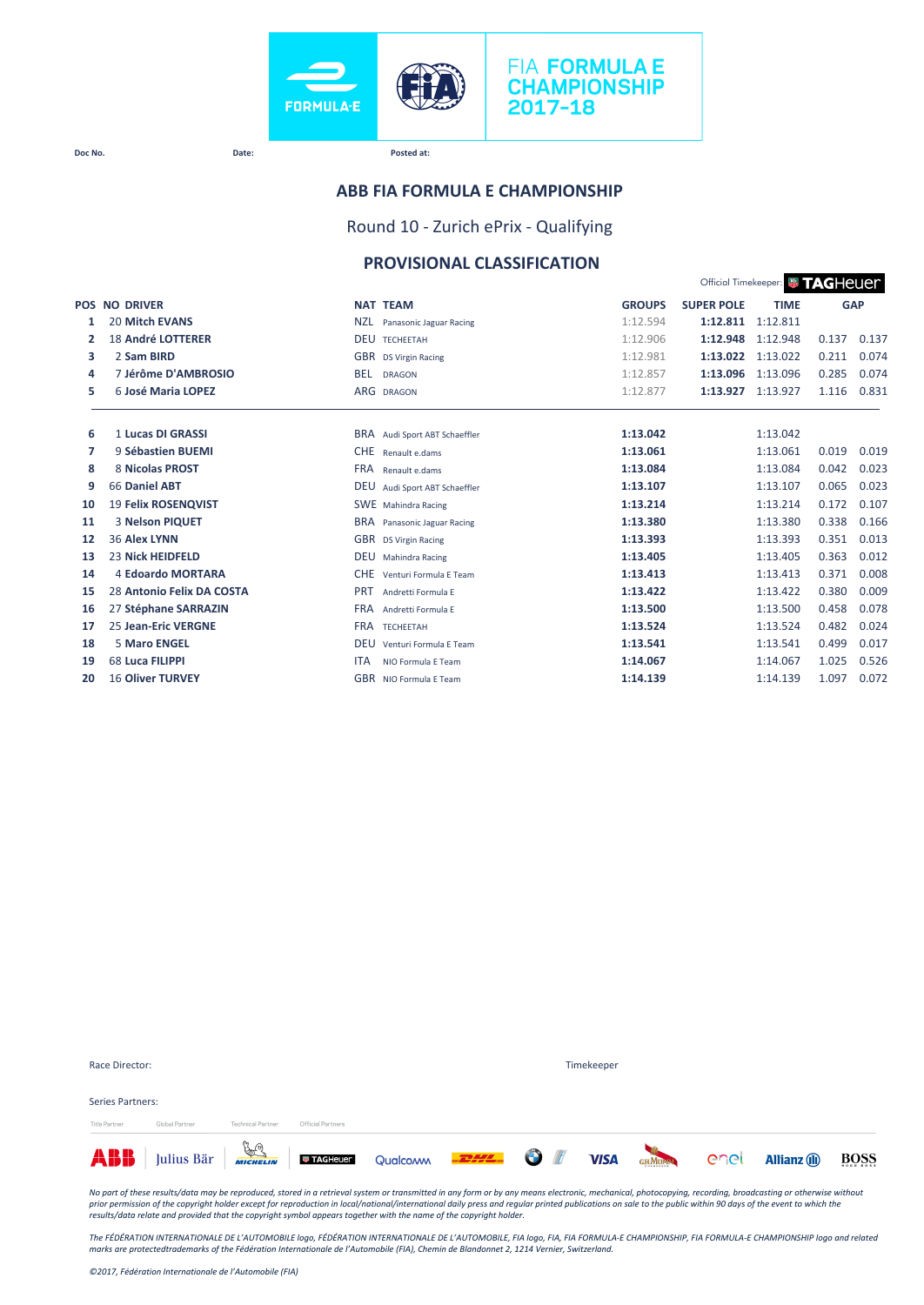FIA FORMULA E CHAMPIONSHIP 2017-18

Doc No. Date: Posted at:

## ABB FIA FORMULA E CHAMPIONSHIP

### Round 10 - Zurich ePrix - Qualifying

## PROVISIONAL CLASSIFICATION

Official Timekeeper: TAGHeuer

| POS | NO | DRIVER | NAT | TEAM | GROUPS | SUPER POLE | TIME | GAP | |
|---|---|---|---|---|---|---|---|---|---|
| 1 | 20 | Mitch EVANS | NZL | Panasonic Jaguar Racing | 1:12.594 | **1:12.811** | 1:12.811 | | |
| 2 | 18 | André LOTTERER | DEU | TECHEETAH | 1:12.906 | **1:12.948** | 1:12.948 | 0.137 | 0.137 |
| 3 | 2 | Sam BIRD | GBR | DS Virgin Racing | 1:12.981 | **1:13.022** | 1:13.022 | 0.211 | 0.074 |
| 4 | 7 | Jérôme D'AMBROSIO | BEL | DRAGON | 1:12.857 | **1:13.096** | 1:13.096 | 0.285 | 0.074 |
| 5 | 6 | José Maria LOPEZ | ARG | DRAGON | 1:12.877 | **1:13.927** | 1:13.927 | 1.116 | 0.831 |
| 6 | 1 | Lucas DI GRASSI | BRA | Audi Sport ABT Schaeffler | **1:13.042** | | 1:13.042 | | |
| 7 | 9 | Sébastien BUEMI | CHE | Renault e.dams | **1:13.061** | | 1:13.061 | 0.019 | 0.019 |
| 8 | 8 | Nicolas PROST | FRA | Renault e.dams | **1:13.084** | | 1:13.084 | 0.042 | 0.023 |
| 9 | 66 | Daniel ABT | DEU | Audi Sport ABT Schaeffler | **1:13.107** | | 1:13.107 | 0.065 | 0.023 |
| 10 | 19 | Felix ROSENQVIST | SWE | Mahindra Racing | **1:13.214** | | 1:13.214 | 0.172 | 0.107 |
| 11 | 3 | Nelson PIQUET | BRA | Panasonic Jaguar Racing | **1:13.380** | | 1:13.380 | 0.338 | 0.166 |
| 12 | 36 | Alex LYNN | GBR | DS Virgin Racing | **1:13.393** | | 1:13.393 | 0.351 | 0.013 |
| 13 | 23 | Nick HEIDFELD | DEU | Mahindra Racing | **1:13.405** | | 1:13.405 | 0.363 | 0.012 |
| 14 | 4 | Edoardo MORTARA | CHE | Venturi Formula E Team | **1:13.413** | | 1:13.413 | 0.371 | 0.008 |
| 15 | 28 | Antonio Felix DA COSTA | PRT | Andretti Formula E | **1:13.422** | | 1:13.422 | 0.380 | 0.009 |
| 16 | 27 | Stéphane SARRAZIN | FRA | Andretti Formula E | **1:13.500** | | 1:13.500 | 0.458 | 0.078 |
| 17 | 25 | Jean-Eric VERGNE | FRA | TECHEETAH | **1:13.524** | | 1:13.524 | 0.482 | 0.024 |
| 18 | 5 | Maro ENGEL | DEU | Venturi Formula E Team | **1:13.541** | | 1:13.541 | 0.499 | 0.017 |
| 19 | 68 | Luca FILIPPI | ITA | NIO Formula E Team | **1:14.067** | | 1:14.067 | 1.025 | 0.526 |
| 20 | 16 | Oliver TURVEY | GBR | NIO Formula E Team | **1:14.139** | | 1:14.139 | 1.097 | 0.072 |

Race Director: Timekeeper

Series Partners:

Title Partner Global Partner Technical Partner Official Partners

*No part of these results/data may be reproduced, stored in a retrieval system or transmitted in any form or by any means electronic, mechanical, photocopying, recording, broadcasting or otherwise without prior permission of the copyright holder except for reproduction in local/national/international daily press and regular printed publications on sale to the public within 90 days of the event to which the results/data relate and provided that the copyright symbol appears together with the name of the copyright holder.*

*The FÉDÉRATION INTERNATIONALE DE L'AUTOMOBILE logo, FÉDÉRATION INTERNATIONALE DE L'AUTOMOBILE, FIA logo, FIA, FIA FORMULA-E CHAMPIONSHIP, FIA FORMULA-E CHAMPIONSHIP logo and related marks are protectedtrademarks of the Fédération Internationale de l'Automobile (FIA), Chemin de Blandonnet 2, 1214 Vernier, Switzerland.*

*©2017, Fédération Internationale de l'Automobile (FIA)*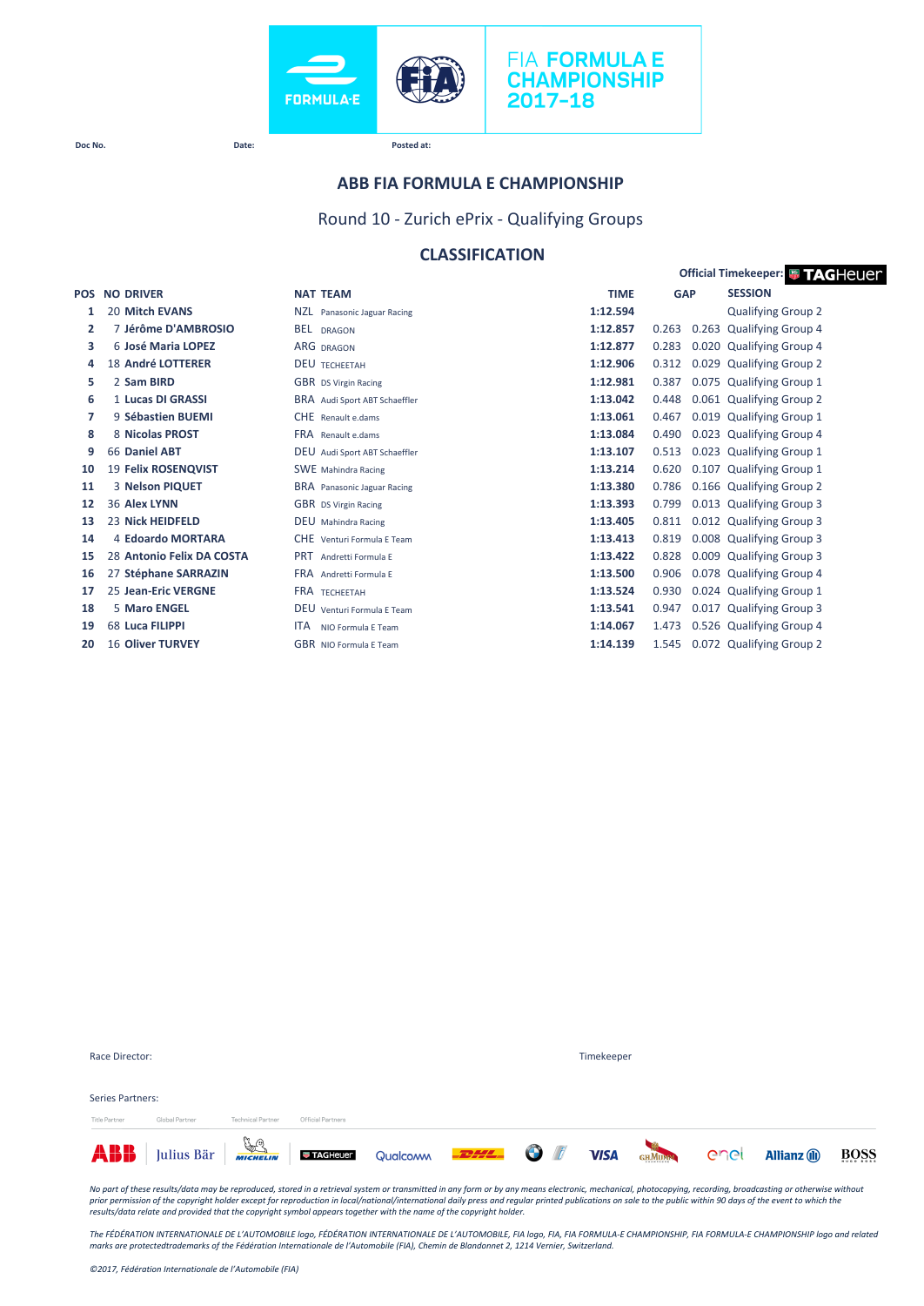FIA FORMULA E CHAMPIONSHIP 2017–18

Doc No. Date: Posted at:

## ABB FIA FORMULA E CHAMPIONSHIP

### Round 10 - Zurich ePrix - Qualifying Groups

### CLASSIFICATION

Official Timekeeper: TAGHeuer

| POS | NO | DRIVER | NAT | TEAM | TIME | GAP | | SESSION |
|---|---|---|---|---|---|---|---|---|
| 1 | 20 | Mitch EVANS | NZL | Panasonic Jaguar Racing | 1:12.594 | | | Qualifying Group 2 |
| 2 | 7 | Jérôme D'AMBROSIO | BEL | DRAGON | 1:12.857 | 0.263 | 0.263 | Qualifying Group 4 |
| 3 | 6 | José Maria LOPEZ | ARG | DRAGON | 1:12.877 | 0.283 | 0.020 | Qualifying Group 4 |
| 4 | 18 | André LOTTERER | DEU | TECHEETAH | 1:12.906 | 0.312 | 0.029 | Qualifying Group 2 |
| 5 | 2 | Sam BIRD | GBR | DS Virgin Racing | 1:12.981 | 0.387 | 0.075 | Qualifying Group 1 |
| 6 | 1 | Lucas DI GRASSI | BRA | Audi Sport ABT Schaeffler | 1:13.042 | 0.448 | 0.061 | Qualifying Group 2 |
| 7 | 9 | Sébastien BUEMI | CHE | Renault e.dams | 1:13.061 | 0.467 | 0.019 | Qualifying Group 1 |
| 8 | 8 | Nicolas PROST | FRA | Renault e.dams | 1:13.084 | 0.490 | 0.023 | Qualifying Group 4 |
| 9 | 66 | Daniel ABT | DEU | Audi Sport ABT Schaeffler | 1:13.107 | 0.513 | 0.023 | Qualifying Group 1 |
| 10 | 19 | Felix ROSENQVIST | SWE | Mahindra Racing | 1:13.214 | 0.620 | 0.107 | Qualifying Group 1 |
| 11 | 3 | Nelson PIQUET | BRA | Panasonic Jaguar Racing | 1:13.380 | 0.786 | 0.166 | Qualifying Group 2 |
| 12 | 36 | Alex LYNN | GBR | DS Virgin Racing | 1:13.393 | 0.799 | 0.013 | Qualifying Group 3 |
| 13 | 23 | Nick HEIDFELD | DEU | Mahindra Racing | 1:13.405 | 0.811 | 0.012 | Qualifying Group 3 |
| 14 | 4 | Edoardo MORTARA | CHE | Venturi Formula E Team | 1:13.413 | 0.819 | 0.008 | Qualifying Group 3 |
| 15 | 28 | Antonio Felix DA COSTA | PRT | Andretti Formula E | 1:13.422 | 0.828 | 0.009 | Qualifying Group 3 |
| 16 | 27 | Stéphane SARRAZIN | FRA | Andretti Formula E | 1:13.500 | 0.906 | 0.078 | Qualifying Group 4 |
| 17 | 25 | Jean-Eric VERGNE | FRA | TECHEETAH | 1:13.524 | 0.930 | 0.024 | Qualifying Group 1 |
| 18 | 5 | Maro ENGEL | DEU | Venturi Formula E Team | 1:13.541 | 0.947 | 0.017 | Qualifying Group 3 |
| 19 | 68 | Luca FILIPPI | ITA | NIO Formula E Team | 1:14.067 | 1.473 | 0.526 | Qualifying Group 4 |
| 20 | 16 | Oliver TURVEY | GBR | NIO Formula E Team | 1:14.139 | 1.545 | 0.072 | Qualifying Group 2 |

Race Director: Timekeeper

Series Partners:

Title Partner Global Partner Technical Partner Official Partners

*No part of these results/data may be reproduced, stored in a retrieval system or transmitted in any form or by any means electronic, mechanical, photocopying, recording, broadcasting or otherwise without prior permission of the copyright holder except for reproduction in local/national/international daily press and regular printed publications on sale to the public within 90 days of the event to which the results/data relate and provided that the copyright symbol appears together with the name of the copyright holder.*

*The FÉDÉRATION INTERNATIONALE DE L'AUTOMOBILE logo, FÉDÉRATION INTERNATIONALE DE L'AUTOMOBILE, FIA logo, FIA, FIA FORMULA-E CHAMPIONSHIP, FIA FORMULA-E CHAMPIONSHIP logo and related marks are protectedtrademarks of the Fédération Internationale de l'Automobile (FIA), Chemin de Blandonnet 2, 1214 Vernier, Switzerland.*

*©2017, Fédération Internationale de l'Automobile (FIA)*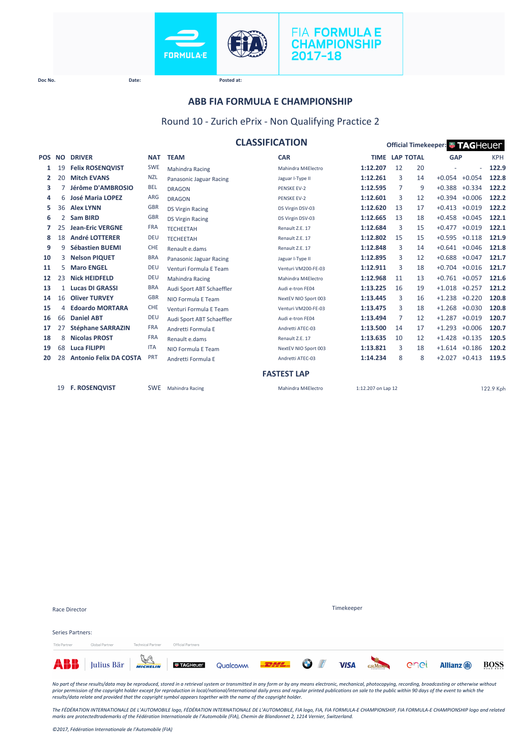FIA FORMULA E CHAMPIONSHIP 2017-18

Doc No. Date: Posted at:

# ABB FIA FORMULA E CHAMPIONSHIP

## Round 10 - Zurich ePrix - Non Qualifying Practice 2

### CLASSIFICATION

Official Timekeeper: TAGHeuer

| POS | NO | DRIVER | NAT | TEAM | CAR | TIME | LAP | TOTAL | GAP | | KPH |
|---|---|---|---|---|---|---|---|---|---|---|---|
| 1 | 19 | **Felix ROSENQVIST** | SWE | Mahindra Racing | Mahindra M4Electro | **1:12.207** | 12 | 20 | - | - | **122.9** |
| 2 | 20 | **Mitch EVANS** | NZL | Panasonic Jaguar Racing | Jaguar I-Type II | **1:12.261** | 3 | 14 | +0.054 | +0.054 | **122.8** |
| 3 | 7 | **Jérôme D'AMBROSIO** | BEL | DRAGON | PENSKE EV-2 | **1:12.595** | 7 | 9 | +0.388 | +0.334 | **122.2** |
| 4 | 6 | **José Maria LOPEZ** | ARG | DRAGON | PENSKE EV-2 | **1:12.601** | 3 | 12 | +0.394 | +0.006 | **122.2** |
| 5 | 36 | **Alex LYNN** | GBR | DS Virgin Racing | DS Virgin DSV-03 | **1:12.620** | 13 | 17 | +0.413 | +0.019 | **122.2** |
| 6 | 2 | **Sam BIRD** | GBR | DS Virgin Racing | DS Virgin DSV-03 | **1:12.665** | 13 | 18 | +0.458 | +0.045 | **122.1** |
| 7 | 25 | **Jean-Eric VERGNE** | FRA | TECHEETAH | Renault Z.E. 17 | **1:12.684** | 3 | 15 | +0.477 | +0.019 | **122.1** |
| 8 | 18 | **André LOTTERER** | DEU | TECHEETAH | Renault Z.E. 17 | **1:12.802** | 15 | 15 | +0.595 | +0.118 | **121.9** |
| 9 | 9 | **Sébastien BUEMI** | CHE | Renault e.dams | Renault Z.E. 17 | **1:12.848** | 3 | 14 | +0.641 | +0.046 | **121.8** |
| 10 | 3 | **Nelson PIQUET** | BRA | Panasonic Jaguar Racing | Jaguar I-Type II | **1:12.895** | 3 | 12 | +0.688 | +0.047 | **121.7** |
| 11 | 5 | **Maro ENGEL** | DEU | Venturi Formula E Team | Venturi VM200-FE-03 | **1:12.911** | 3 | 18 | +0.704 | +0.016 | **121.7** |
| 12 | 23 | **Nick HEIDFELD** | DEU | Mahindra Racing | Mahindra M4Electro | **1:12.968** | 11 | 13 | +0.761 | +0.057 | **121.6** |
| 13 | 1 | **Lucas DI GRASSI** | BRA | Audi Sport ABT Schaeffler | Audi e-tron FE04 | **1:13.225** | 16 | 19 | +1.018 | +0.257 | **121.2** |
| 14 | 16 | **Oliver TURVEY** | GBR | NIO Formula E Team | NextEV NIO Sport 003 | **1:13.445** | 3 | 16 | +1.238 | +0.220 | **120.8** |
| 15 | 4 | **Edoardo MORTARA** | CHE | Venturi Formula E Team | Venturi VM200-FE-03 | **1:13.475** | 3 | 18 | +1.268 | +0.030 | **120.8** |
| 16 | 66 | **Daniel ABT** | DEU | Audi Sport ABT Schaeffler | Audi e-tron FE04 | **1:13.494** | 7 | 12 | +1.287 | +0.019 | **120.7** |
| 17 | 27 | **Stéphane SARRAZIN** | FRA | Andretti Formula E | Andretti ATEC-03 | **1:13.500** | 14 | 17 | +1.293 | +0.006 | **120.7** |
| 18 | 8 | **Nicolas PROST** | FRA | Renault e.dams | Renault Z.E. 17 | **1:13.635** | 10 | 12 | +1.428 | +0.135 | **120.5** |
| 19 | 68 | **Luca FILIPPI** | ITA | NIO Formula E Team | NextEV NIO Sport 003 | **1:13.821** | 3 | 18 | +1.614 | +0.186 | **120.2** |
| 20 | 28 | **Antonio Felix DA COSTA** | PRT | Andretti Formula E | Andretti ATEC-03 | **1:14.234** | 8 | 8 | +2.027 | +0.413 | **119.5** |

### FASTEST LAP

| NO | DRIVER | NAT | TEAM | CAR | TIME | KPH |
|---|---|---|---|---|---|---|
| 19 | **F. ROSENQVIST** | SWE | Mahindra Racing | Mahindra M4Electro | 1:12.207 on Lap 12 | 122.9 Kph |

Race Director

Timekeeper

Series Partners:

Title Partner | Global Partner | Technical Partner | Official Partners

ABB | Julius Bär | Michelin | TAG Heuer | Qualcomm | DHL | BMW | VISA | G.H.Mumm | enel | Allianz | BOSS

*No part of these results/data may be reproduced, stored in a retrieval system or transmitted in any form or by any means electronic, mechanical, photocopying, recording, broadcasting or otherwise without prior permission of the copyright holder except for reproduction in local/national/international daily press and regular printed publications on sale to the public within 90 days of the event to which the results/data relate and provided that the copyright symbol appears together with the name of the copyright holder.*

*The FÉDÉRATION INTERNATIONALE DE L'AUTOMOBILE logo, FÉDÉRATION INTERNATIONALE DE L'AUTOMOBILE, FIA logo, FIA, FIA FORMULA-E CHAMPIONSHIP, FIA FORMULA-E CHAMPIONSHIP logo and related marks are protectedtrademarks of the Fédération Internationale de l'Automobile (FIA), Chemin de Blandonnet 2, 1214 Vernier, Switzerland.*

*©2017, Fédération Internationale de l'Automobile (FIA)*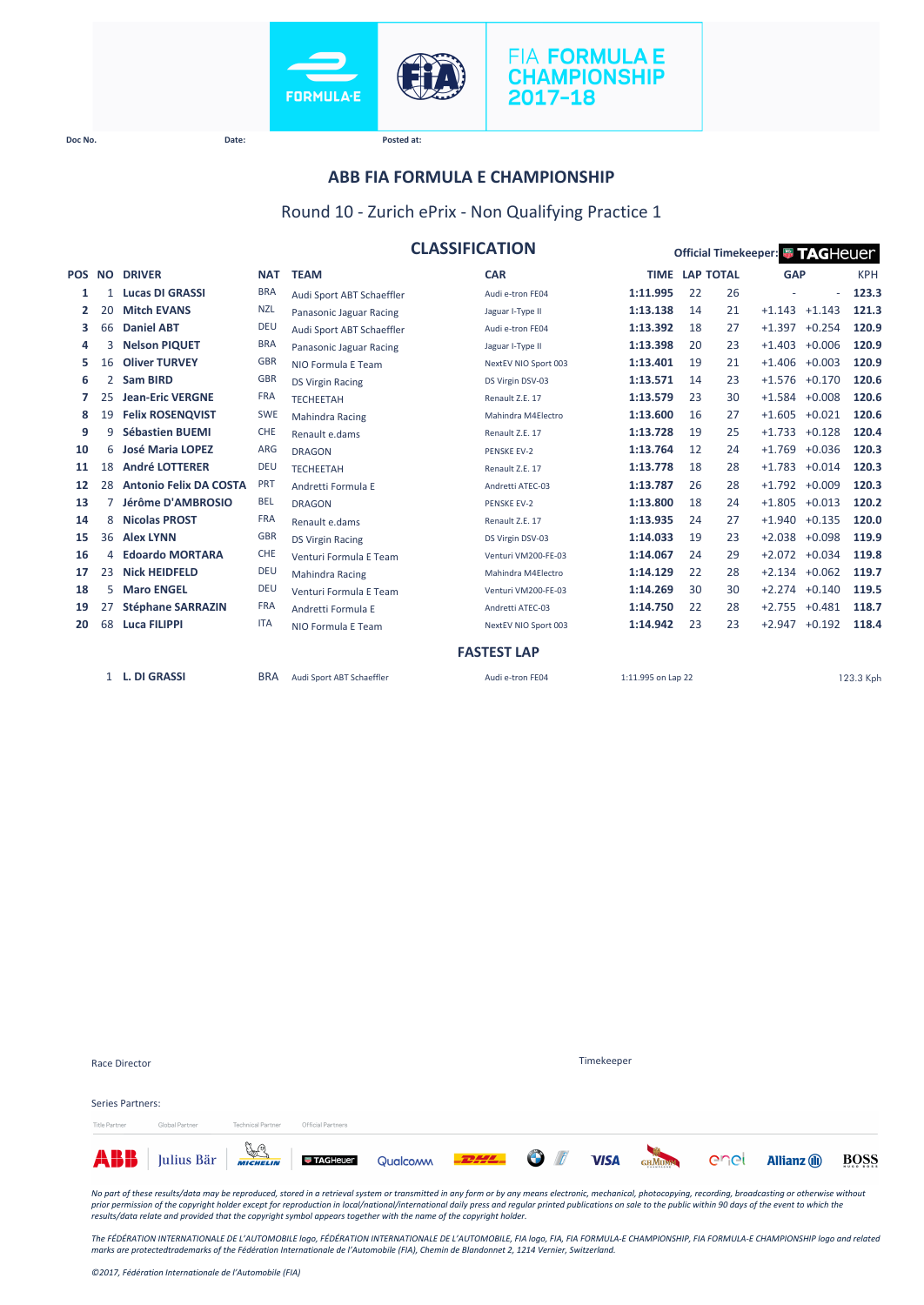FIA FORMULA E CHAMPIONSHIP 2017-18

Doc No. Date: Posted at:

# ABB FIA FORMULA E CHAMPIONSHIP

## Round 10 - Zurich ePrix - Non Qualifying Practice 1

### CLASSIFICATION

Official Timekeeper: TAGHeuer

| POS | NO | DRIVER | NAT | TEAM | CAR | TIME | LAP | TOTAL | GAP | | KPH |
|---|---|---|---|---|---|---|---|---|---|---|---|
| 1 | 1 | Lucas DI GRASSI | BRA | Audi Sport ABT Schaeffler | Audi e-tron FE04 | 1:11.995 | 22 | 26 | - | - | 123.3 |
| 2 | 20 | Mitch EVANS | NZL | Panasonic Jaguar Racing | Jaguar I-Type II | 1:13.138 | 14 | 21 | +1.143 | +1.143 | 121.3 |
| 3 | 66 | Daniel ABT | DEU | Audi Sport ABT Schaeffler | Audi e-tron FE04 | 1:13.392 | 18 | 27 | +1.397 | +0.254 | 120.9 |
| 4 | 3 | Nelson PIQUET | BRA | Panasonic Jaguar Racing | Jaguar I-Type II | 1:13.398 | 20 | 23 | +1.403 | +0.006 | 120.9 |
| 5 | 16 | Oliver TURVEY | GBR | NIO Formula E Team | NextEV NIO Sport 003 | 1:13.401 | 19 | 21 | +1.406 | +0.003 | 120.9 |
| 6 | 2 | Sam BIRD | GBR | DS Virgin Racing | DS Virgin DSV-03 | 1:13.571 | 14 | 23 | +1.576 | +0.170 | 120.6 |
| 7 | 25 | Jean-Eric VERGNE | FRA | TECHEETAH | Renault Z.E. 17 | 1:13.579 | 23 | 30 | +1.584 | +0.008 | 120.6 |
| 8 | 19 | Felix ROSENQVIST | SWE | Mahindra Racing | Mahindra M4Electro | 1:13.600 | 16 | 27 | +1.605 | +0.021 | 120.6 |
| 9 | 9 | Sébastien BUEMI | CHE | Renault e.dams | Renault Z.E. 17 | 1:13.728 | 19 | 25 | +1.733 | +0.128 | 120.4 |
| 10 | 6 | José Maria LOPEZ | ARG | DRAGON | PENSKE EV-2 | 1:13.764 | 12 | 24 | +1.769 | +0.036 | 120.3 |
| 11 | 18 | André LOTTERER | DEU | TECHEETAH | Renault Z.E. 17 | 1:13.778 | 18 | 28 | +1.783 | +0.014 | 120.3 |
| 12 | 28 | Antonio Felix DA COSTA | PRT | Andretti Formula E | Andretti ATEC-03 | 1:13.787 | 26 | 28 | +1.792 | +0.009 | 120.3 |
| 13 | 7 | Jérôme D'AMBROSIO | BEL | DRAGON | PENSKE EV-2 | 1:13.800 | 18 | 24 | +1.805 | +0.013 | 120.2 |
| 14 | 8 | Nicolas PROST | FRA | Renault e.dams | Renault Z.E. 17 | 1:13.935 | 24 | 27 | +1.940 | +0.135 | 120.0 |
| 15 | 36 | Alex LYNN | GBR | DS Virgin Racing | DS Virgin DSV-03 | 1:14.033 | 19 | 23 | +2.038 | +0.098 | 119.9 |
| 16 | 4 | Edoardo MORTARA | CHE | Venturi Formula E Team | Venturi VM200-FE-03 | 1:14.067 | 24 | 29 | +2.072 | +0.034 | 119.8 |
| 17 | 23 | Nick HEIDFELD | DEU | Mahindra Racing | Mahindra M4Electro | 1:14.129 | 22 | 28 | +2.134 | +0.062 | 119.7 |
| 18 | 5 | Maro ENGEL | DEU | Venturi Formula E Team | Venturi VM200-FE-03 | 1:14.269 | 30 | 30 | +2.274 | +0.140 | 119.5 |
| 19 | 27 | Stéphane SARRAZIN | FRA | Andretti Formula E | Andretti ATEC-03 | 1:14.750 | 22 | 28 | +2.755 | +0.481 | 118.7 |
| 20 | 68 | Luca FILIPPI | ITA | NIO Formula E Team | NextEV NIO Sport 003 | 1:14.942 | 23 | 23 | +2.947 | +0.192 | 118.4 |

### FASTEST LAP

| | | | | | | |
|---|---|---|---|---|---|---|
| 1 | L. DI GRASSI | BRA | Audi Sport ABT Schaeffler | Audi e-tron FE04 | 1:11.995 on Lap 22 | 123.3 Kph |

Race Director

Timekeeper

Series Partners:

Title Partner — Global Partner — Technical Partner — Official Partners

ABB, Julius Bär, Michelin, TAGHeuer, Qualcomm, DHL, BMW i, VISA, G.H.MUMM, enel, Allianz, BOSS

*No part of these results/data may be reproduced, stored in a retrieval system or transmitted in any form or by any means electronic, mechanical, photocopying, recording, broadcasting or otherwise without prior permission of the copyright holder except for reproduction in local/national/international daily press and regular printed publications on sale to the public within 90 days of the event to which the results/data relate and provided that the copyright symbol appears together with the name of the copyright holder.*

*The FÉDÉRATION INTERNATIONALE DE L'AUTOMOBILE logo, FÉDÉRATION INTERNATIONALE DE L'AUTOMOBILE, FIA logo, FIA, FIA FORMULA-E CHAMPIONSHIP, FIA FORMULA-E CHAMPIONSHIP logo and related marks are protectedtrademarks of the Fédération Internationale de l'Automobile (FIA), Chemin de Blandonnet 2, 1214 Vernier, Switzerland.*

*©2017, Fédération Internationale de l'Automobile (FIA)*